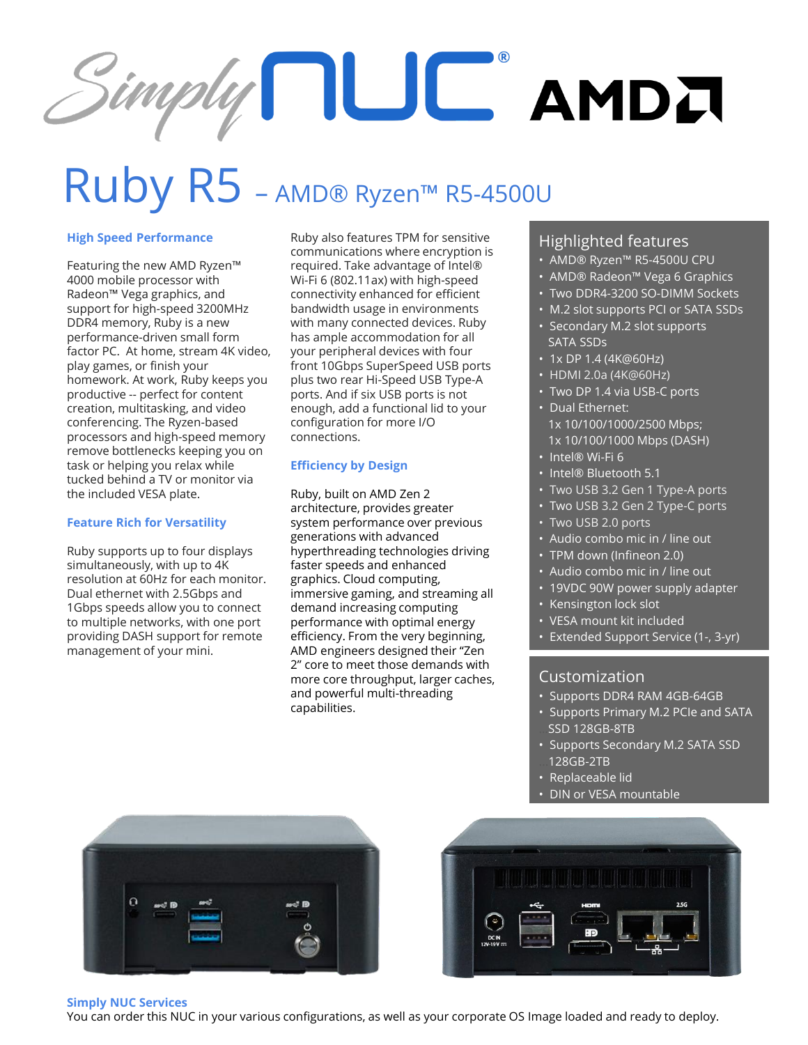# Ruby R5 – AMD® Ryzen™ R5-4500U

### High Speed Performance

Featuring the new AMD Ryzen™ 4000 mobile processor with Radeon™ Vega graphics, and support for high-speed 3200MHz DDR4 memory, Ruby is a new performance-driven small form factor PC. At home, stream 4K video, play games, or finish your homework. At work, Ruby keeps you productive -- perfect for content creation, multitasking, and video conferencing. The Ryzen-based processors and high-speed memory remove bottlenecks keeping you on task or helping you relax while tucked behind a TV or monitor via the included VESA plate.

### Feature Rich for Versatility

Ruby supports up to four displays simultaneously, with up to 4K resolution at 60Hz for each monitor. Dual ethernet with 2.5Gbps and 1Gbps speeds allow you to connect to multiple networks, with one port providing DASH support for remote management of your mini.

Ruby also features TPM for sensitive communications where encryption is required. Take advantage of Intel® Wi-Fi 6 (802.11ax) with high-speed connectivity enhanced for efficient bandwidth usage in environments with many connected devices. Ruby has ample accommodation for all your peripheral devices with four front 10Gbps SuperSpeed USB ports plus two rear Hi-Speed USB Type-A ports. And if six USB ports is not enough, add a functional lid to your configuration for more I/O connections.

### Efficiency by Design

Ruby, built on AMD Zen 2 architecture, provides greater system performance over previous generations with advanced hyperthreading technologies driving faster speeds and enhanced graphics. Cloud computing, immersive gaming, and streaming all demand increasing computing performance with optimal energy efficiency. From the very beginning, AMD engineers designed their "Zen 2" core to meet those demands with more core throughput, larger caches, and powerful multi-threading capabilities.

## Highlighted features

- AMD® Ryzen™ R5-4500U CPU
- AMD® Radeon™ Vega 6 Graphics
- Two DDR4-3200 SO-DIMM Sockets
- M.2 slot supports PCI or SATA SSDs
- Secondary M.2 slot supports SATA SSDs
- 1x DP 1.4 (4K@60Hz)
- HDMI 2.0a (4K@60Hz)
- Two DP 1.4 via USB-C ports
- Dual Ethernet: 1x 10/100/1000/2500 Mbps; 1x 10/100/1000 Mbps (DASH)
- Intel® Wi-Fi 6
- Intel® Bluetooth 5.1
- Two USB 3.2 Gen 1 Type-A ports
- Two USB 3.2 Gen 2 Type-C ports
- Two USB 2.0 ports
- Audio combo mic in / line out
- TPM down (Infineon 2.0)
- Audio combo mic in / line out
- 19VDC 90W power supply adapter
- Kensington lock slot
- VESA mount kit included
- Extended Support Service (1-, 3-yr)

## Customization

- Supports DDR4 RAM 4GB-64GB
- Supports Primary M.2 PCIe and SATA SSD 128GB-8TB
- Supports Secondary M.2 SATA SSD 128GB-2TB
- Replaceable lid
- DIN or VESA mountable

### Simply NUC Services

You can order this NUC in your various configurations, as well as your corporate OS Image loaded and ready to deploy.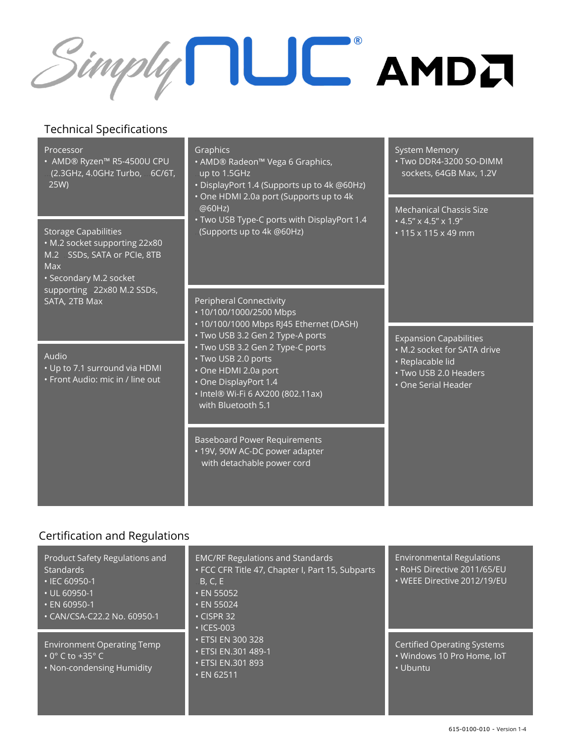SimplyNUC® AMD

## Technical Specifications

**Processor**
- AMD® Ryzen™ R5-4500U CPU (2.3GHz, 4.0GHz Turbo, 6C/6T, 25W)

**Storage Capabilities**
- M.2 socket supporting 22x80 M.2 SSDs, SATA or PCIe, 8TB Max
- Secondary M.2 socket supporting 22x80 M.2 SSDs, SATA, 2TB Max

**Audio**
- Up to 7.1 surround via HDMI
- Front Audio: mic in / line out

**Graphics**
- AMD® Radeon™ Vega 6 Graphics, up to 1.5GHz
- DisplayPort 1.4 (Supports up to 4k @60Hz)
- One HDMI 2.0a port (Supports up to 4k @60Hz)
- Two USB Type-C ports with DisplayPort 1.4 (Supports up to 4k @60Hz)

**Peripheral Connectivity**
- 10/100/1000/2500 Mbps
- 10/100/1000 Mbps RJ45 Ethernet (DASH)
- Two USB 3.2 Gen 2 Type-A ports
- Two USB 3.2 Gen 2 Type-C ports
- Two USB 2.0 ports
- One HDMI 2.0a port
- One DisplayPort 1.4
- Intel® Wi-Fi 6 AX200 (802.11ax) with Bluetooth 5.1

**Baseboard Power Requirements**
- 19V, 90W AC-DC power adapter with detachable power cord

**System Memory**
- Two DDR4-3200 SO-DIMM sockets, 64GB Max, 1.2V

**Mechanical Chassis Size**
- 4.5" x 4.5" x 1.9"
- 115 x 115 x 49 mm

**Expansion Capabilities**
- M.2 socket for SATA drive
- Replacable lid
- Two USB 2.0 Headers
- One Serial Header

## Certification and Regulations

**Product Safety Regulations and Standards**
- IEC 60950-1
- UL 60950-1
- EN 60950-1
- CAN/CSA-C22.2 No. 60950-1

**Environment Operating Temp**
- 0° C to +35° C
- Non-condensing Humidity

**EMC/RF Regulations and Standards**
- FCC CFR Title 47, Chapter I, Part 15, Subparts B, C, E
- EN 55052
- EN 55024
- CISPR 32
- ICES-003
- ETSI EN 300 328
- ETSI EN.301 489-1
- ETSI EN.301 893
- EN 62511

**Environmental Regulations**
- RoHS Directive 2011/65/EU
- WEEE Directive 2012/19/EU

**Certified Operating Systems**
- Windows 10 Pro Home, IoT
- Ubuntu

615-0100-010 - Version 1-4